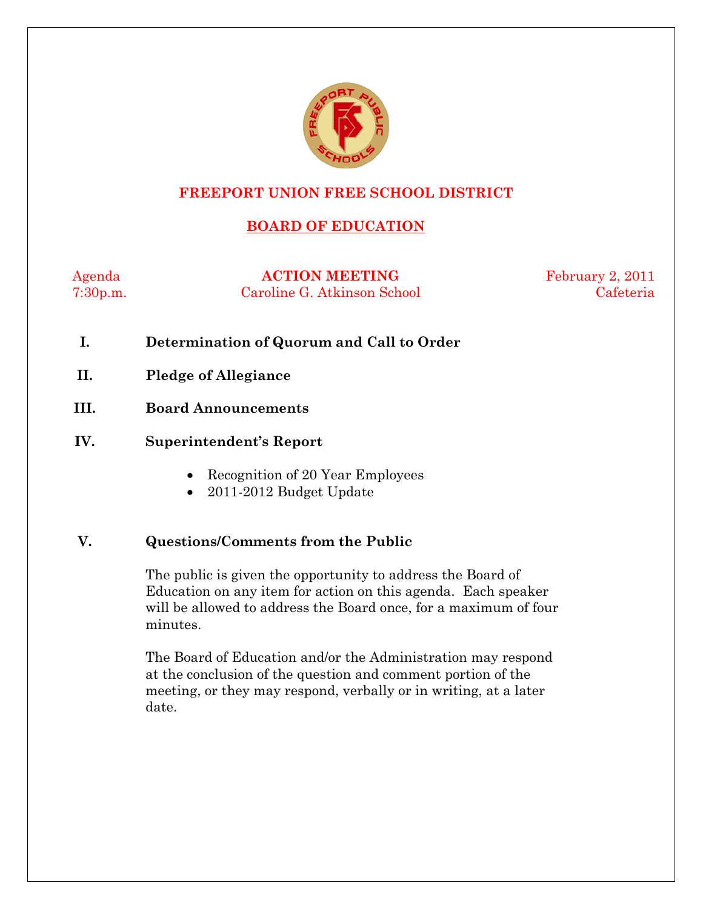# FREEPORT UNION FREE SCHOOL DISTRICT

## BOARD OF EDUCATION

| Agenda | **ACTION MEETING** | February 2, 2011 |
|---|---|---|
| 7:30p.m. | Caroline G. Atkinson School | Cafeteria |

**I. Determination of Quorum and Call to Order**

**II. Pledge of Allegiance**

**III. Board Announcements**

**IV. Superintendent's Report**

- Recognition of 20 Year Employees
- 2011-2012 Budget Update

**V. Questions/Comments from the Public**

The public is given the opportunity to address the Board of Education on any item for action on this agenda. Each speaker will be allowed to address the Board once, for a maximum of four minutes.

The Board of Education and/or the Administration may respond at the conclusion of the question and comment portion of the meeting, or they may respond, verbally or in writing, at a later date.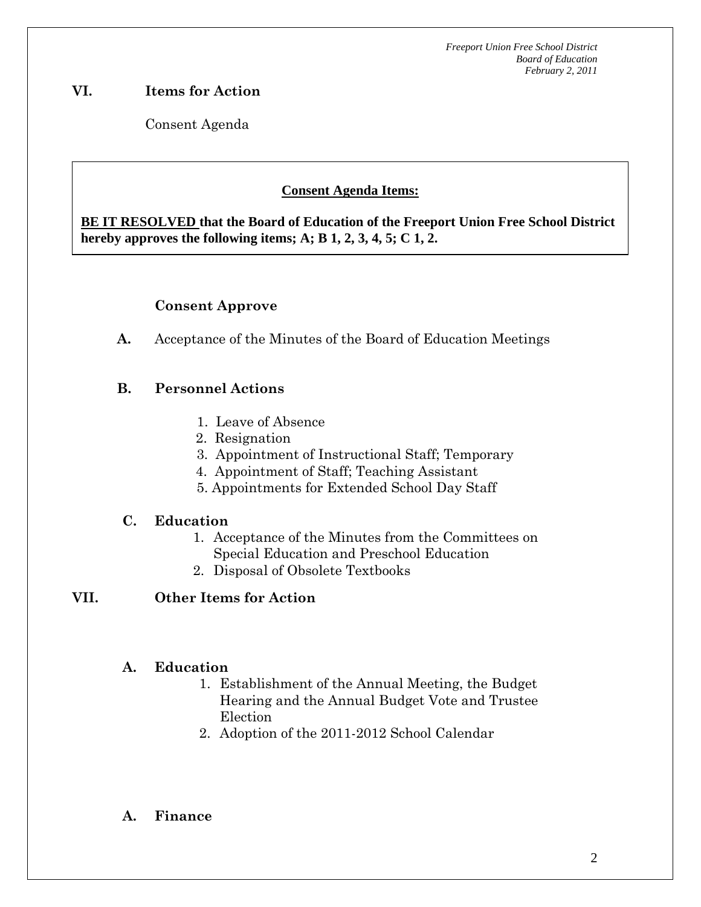## VI. Items for Action

Consent Agenda

**Consent Agenda Items:**

**BE IT RESOLVED that the Board of Education of the Freeport Union Free School District hereby approves the following items; A; B 1, 2, 3, 4, 5; C 1, 2.**

### Consent Approve

**A.** Acceptance of the Minutes of the Board of Education Meetings

**B. Personnel Actions**

1. Leave of Absence
2. Resignation
3. Appointment of Instructional Staff; Temporary
4. Appointment of Staff; Teaching Assistant
5. Appointments for Extended School Day Staff

**C. Education**

1. Acceptance of the Minutes from the Committees on Special Education and Preschool Education
2. Disposal of Obsolete Textbooks

## VII. Other Items for Action

**A. Education**

1. Establishment of the Annual Meeting, the Budget Hearing and the Annual Budget Vote and Trustee Election
2. Adoption of the 2011-2012 School Calendar

**A. Finance**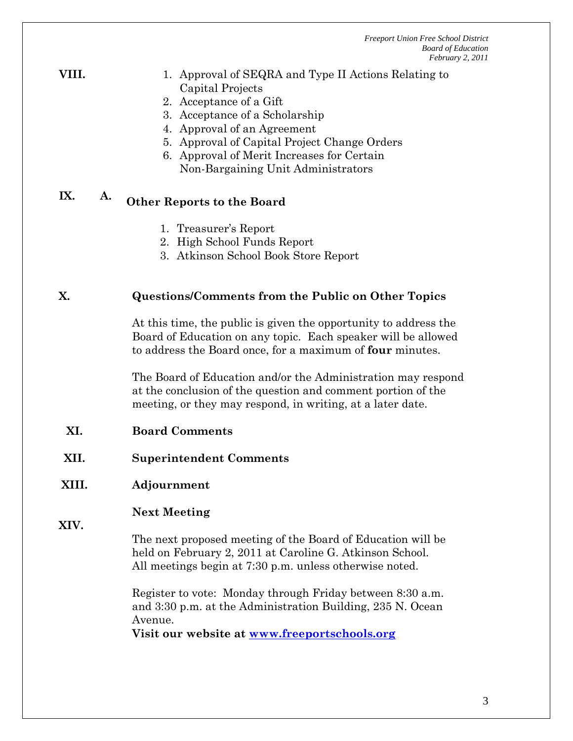**VIII.**

1. Approval of SEQRA and Type II Actions Relating to Capital Projects
2. Acceptance of a Gift
3. Acceptance of a Scholarship
4. Approval of an Agreement
5. Approval of Capital Project Change Orders
6. Approval of Merit Increases for Certain Non-Bargaining Unit Administrators

## IX. A. Other Reports to the Board

1. Treasurer's Report
2. High School Funds Report
3. Atkinson School Book Store Report

## X. Questions/Comments from the Public on Other Topics

At this time, the public is given the opportunity to address the Board of Education on any topic. Each speaker will be allowed to address the Board once, for a maximum of **four** minutes.

The Board of Education and/or the Administration may respond at the conclusion of the question and comment portion of the meeting, or they may respond, in writing, at a later date.

## XI. Board Comments

## XII. Superintendent Comments

## XIII. Adjournment

## XIV. Next Meeting

The next proposed meeting of the Board of Education will be held on February 2, 2011 at Caroline G. Atkinson School. All meetings begin at 7:30 p.m. unless otherwise noted.

Register to vote: Monday through Friday between 8:30 a.m. and 3:30 p.m. at the Administration Building, 235 N. Ocean Avenue.

**Visit our website at [www.freeportschools.org](http://www.freeportschools.org)**